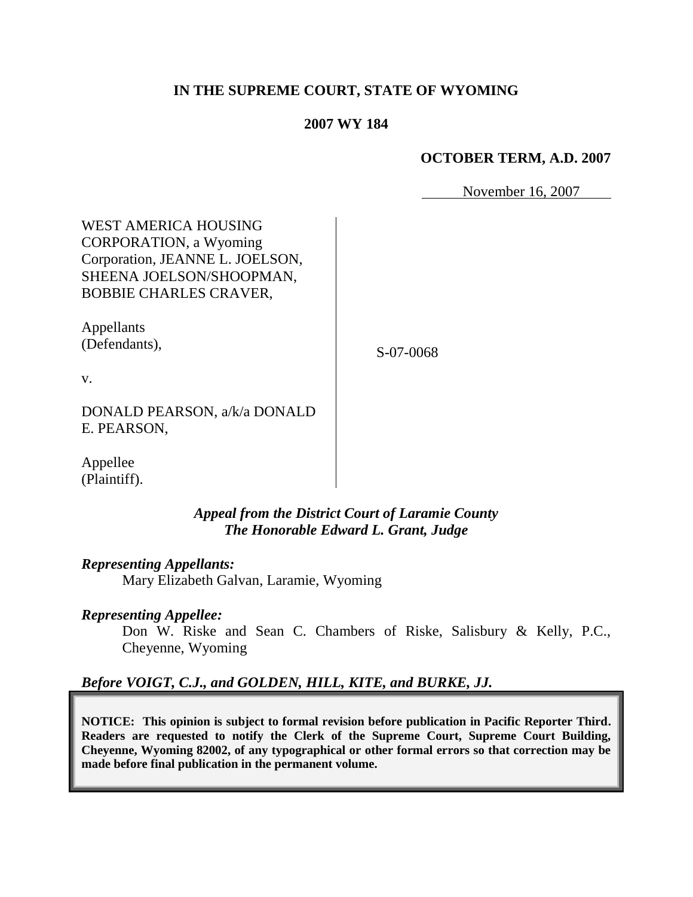**IN THE SUPREME COURT, STATE OF WYOMING**

**2007 WY 184**

**OCTOBER TERM, A.D. 2007**

November 16, 2007

WEST AMERICA HOUSING CORPORATION, a Wyoming Corporation, JEANNE L. JOELSON, SHEENA JOELSON/SHOOPMAN, BOBBIE CHARLES CRAVER,

Appellants (Defendants),

v.

DONALD PEARSON, a/k/a DONALD E. PEARSON,

Appellee (Plaintiff).

S-07-0068

***Appeal from the District Court of Laramie County***
***The Honorable Edward L. Grant, Judge***

***Representing Appellants:***

Mary Elizabeth Galvan, Laramie, Wyoming

***Representing Appellee:***

Don W. Riske and Sean C. Chambers of Riske, Salisbury & Kelly, P.C., Cheyenne, Wyoming

***Before VOIGT, C.J., and GOLDEN, HILL, KITE, and BURKE, JJ.***

**NOTICE: This opinion is subject to formal revision before publication in Pacific Reporter Third. Readers are requested to notify the Clerk of the Supreme Court, Supreme Court Building, Cheyenne, Wyoming 82002, of any typographical or other formal errors so that correction may be made before final publication in the permanent volume.**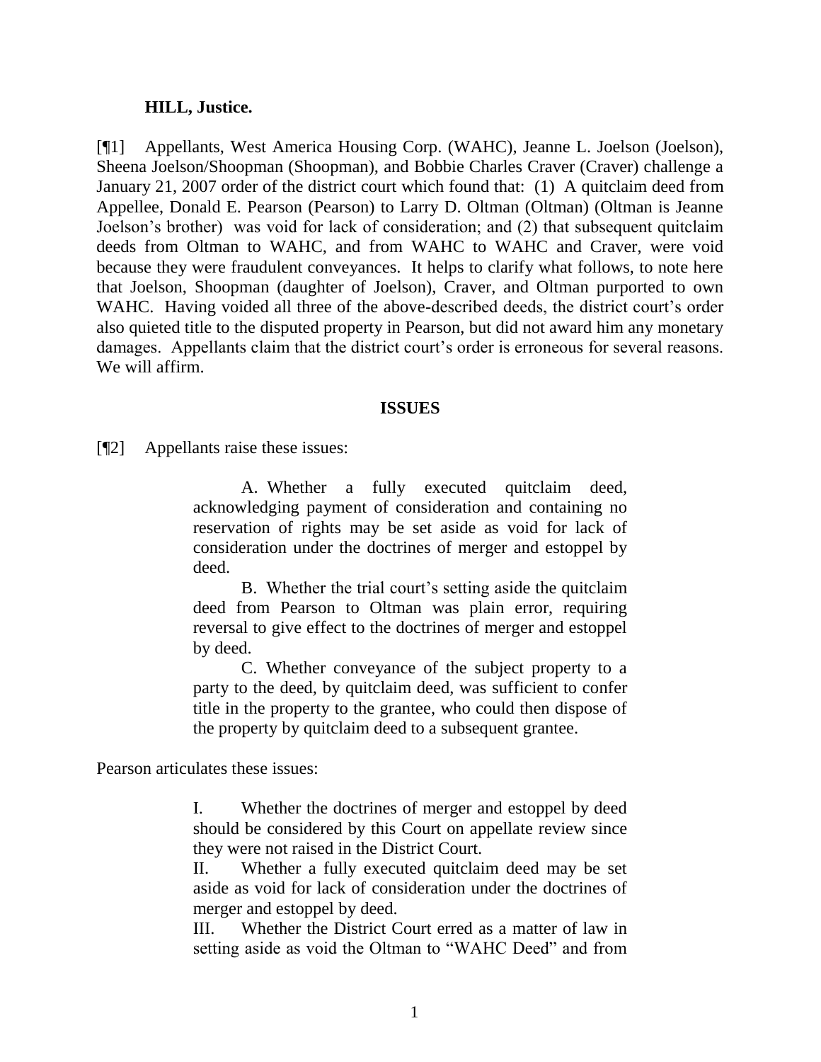**HILL, Justice.**

[¶1] Appellants, West America Housing Corp. (WAHC), Jeanne L. Joelson (Joelson), Sheena Joelson/Shoopman (Shoopman), and Bobbie Charles Craver (Craver) challenge a January 21, 2007 order of the district court which found that: (1) A quitclaim deed from Appellee, Donald E. Pearson (Pearson) to Larry D. Oltman (Oltman) (Oltman is Jeanne Joelson's brother) was void for lack of consideration; and (2) that subsequent quitclaim deeds from Oltman to WAHC, and from WAHC to WAHC and Craver, were void because they were fraudulent conveyances. It helps to clarify what follows, to note here that Joelson, Shoopman (daughter of Joelson), Craver, and Oltman purported to own WAHC. Having voided all three of the above-described deeds, the district court's order also quieted title to the disputed property in Pearson, but did not award him any monetary damages. Appellants claim that the district court's order is erroneous for several reasons. We will affirm.

## ISSUES

[¶2] Appellants raise these issues:

> A. Whether a fully executed quitclaim deed, acknowledging payment of consideration and containing no reservation of rights may be set aside as void for lack of consideration under the doctrines of merger and estoppel by deed.
>
> B. Whether the trial court's setting aside the quitclaim deed from Pearson to Oltman was plain error, requiring reversal to give effect to the doctrines of merger and estoppel by deed.
>
> C. Whether conveyance of the subject property to a party to the deed, by quitclaim deed, was sufficient to confer title in the property to the grantee, who could then dispose of the property by quitclaim deed to a subsequent grantee.

Pearson articulates these issues:

> I. Whether the doctrines of merger and estoppel by deed should be considered by this Court on appellate review since they were not raised in the District Court.
>
> II. Whether a fully executed quitclaim deed may be set aside as void for lack of consideration under the doctrines of merger and estoppel by deed.
>
> III. Whether the District Court erred as a matter of law in setting aside as void the Oltman to "WAHC Deed" and from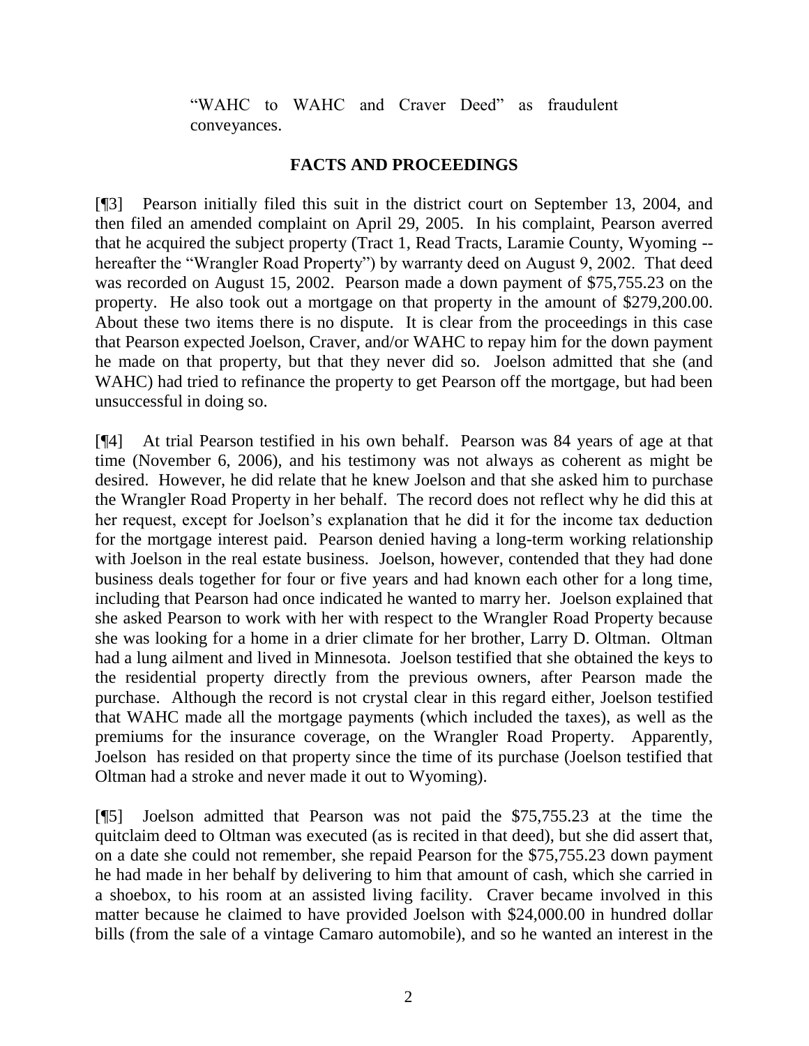"WAHC to WAHC and Craver Deed" as fraudulent conveyances.

## FACTS AND PROCEEDINGS

[¶3] Pearson initially filed this suit in the district court on September 13, 2004, and then filed an amended complaint on April 29, 2005. In his complaint, Pearson averred that he acquired the subject property (Tract 1, Read Tracts, Laramie County, Wyoming -- hereafter the "Wrangler Road Property") by warranty deed on August 9, 2002. That deed was recorded on August 15, 2002. Pearson made a down payment of $75,755.23 on the property. He also took out a mortgage on that property in the amount of $279,200.00. About these two items there is no dispute. It is clear from the proceedings in this case that Pearson expected Joelson, Craver, and/or WAHC to repay him for the down payment he made on that property, but that they never did so. Joelson admitted that she (and WAHC) had tried to refinance the property to get Pearson off the mortgage, but had been unsuccessful in doing so.

[¶4] At trial Pearson testified in his own behalf. Pearson was 84 years of age at that time (November 6, 2006), and his testimony was not always as coherent as might be desired. However, he did relate that he knew Joelson and that she asked him to purchase the Wrangler Road Property in her behalf. The record does not reflect why he did this at her request, except for Joelson's explanation that he did it for the income tax deduction for the mortgage interest paid. Pearson denied having a long-term working relationship with Joelson in the real estate business. Joelson, however, contended that they had done business deals together for four or five years and had known each other for a long time, including that Pearson had once indicated he wanted to marry her. Joelson explained that she asked Pearson to work with her with respect to the Wrangler Road Property because she was looking for a home in a drier climate for her brother, Larry D. Oltman. Oltman had a lung ailment and lived in Minnesota. Joelson testified that she obtained the keys to the residential property directly from the previous owners, after Pearson made the purchase. Although the record is not crystal clear in this regard either, Joelson testified that WAHC made all the mortgage payments (which included the taxes), as well as the premiums for the insurance coverage, on the Wrangler Road Property. Apparently, Joelson has resided on that property since the time of its purchase (Joelson testified that Oltman had a stroke and never made it out to Wyoming).

[¶5] Joelson admitted that Pearson was not paid the $75,755.23 at the time the quitclaim deed to Oltman was executed (as is recited in that deed), but she did assert that, on a date she could not remember, she repaid Pearson for the $75,755.23 down payment he had made in her behalf by delivering to him that amount of cash, which she carried in a shoebox, to his room at an assisted living facility. Craver became involved in this matter because he claimed to have provided Joelson with $24,000.00 in hundred dollar bills (from the sale of a vintage Camaro automobile), and so he wanted an interest in the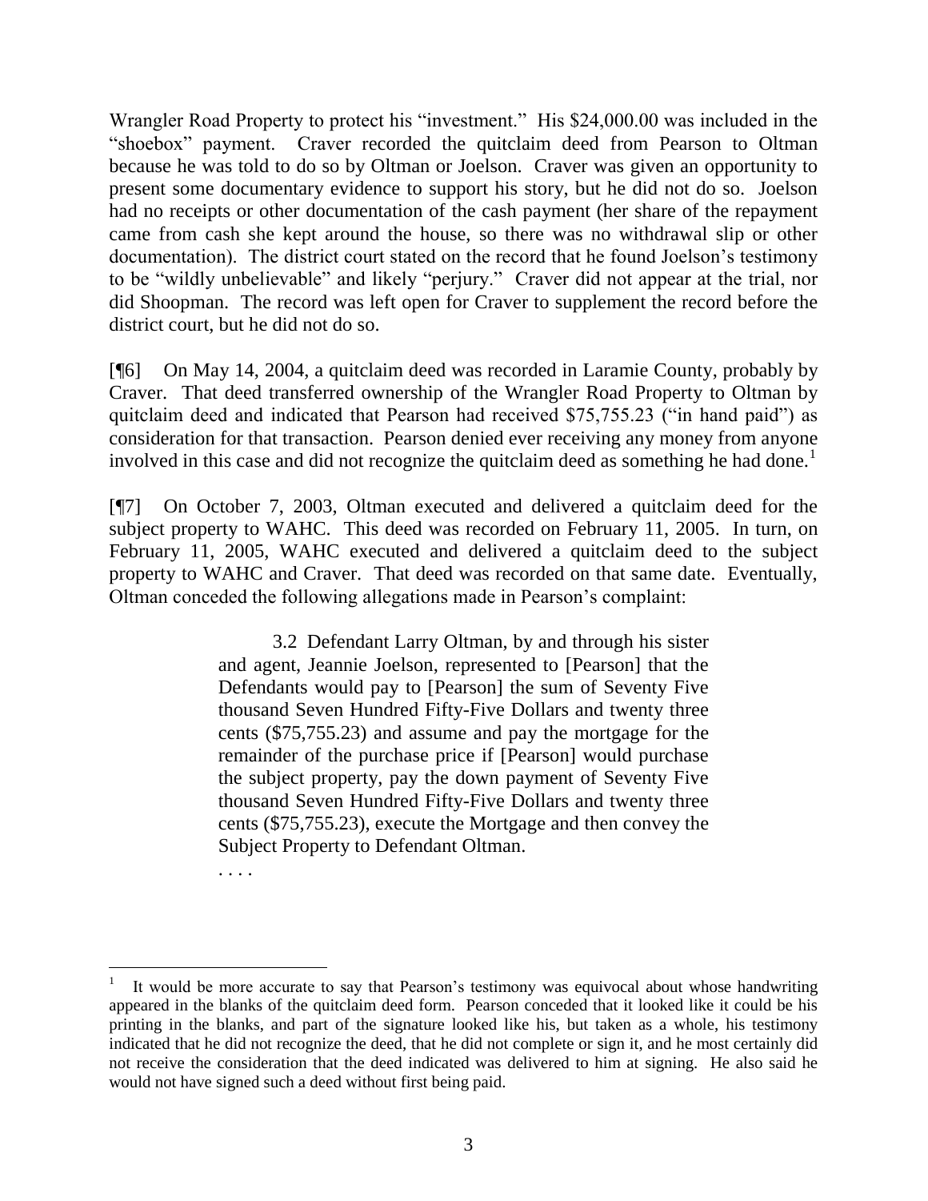Wrangler Road Property to protect his "investment." His $24,000.00 was included in the "shoebox" payment. Craver recorded the quitclaim deed from Pearson to Oltman because he was told to do so by Oltman or Joelson. Craver was given an opportunity to present some documentary evidence to support his story, but he did not do so. Joelson had no receipts or other documentation of the cash payment (her share of the repayment came from cash she kept around the house, so there was no withdrawal slip or other documentation). The district court stated on the record that he found Joelson's testimony to be "wildly unbelievable" and likely "perjury." Craver did not appear at the trial, nor did Shoopman. The record was left open for Craver to supplement the record before the district court, but he did not do so.

[¶6] On May 14, 2004, a quitclaim deed was recorded in Laramie County, probably by Craver. That deed transferred ownership of the Wrangler Road Property to Oltman by quitclaim deed and indicated that Pearson had received $75,755.23 ("in hand paid") as consideration for that transaction. Pearson denied ever receiving any money from anyone involved in this case and did not recognize the quitclaim deed as something he had done.[1]

[¶7] On October 7, 2003, Oltman executed and delivered a quitclaim deed for the subject property to WAHC. This deed was recorded on February 11, 2005. In turn, on February 11, 2005, WAHC executed and delivered a quitclaim deed to the subject property to WAHC and Craver. That deed was recorded on that same date. Eventually, Oltman conceded the following allegations made in Pearson's complaint:

> 3.2 Defendant Larry Oltman, by and through his sister and agent, Jeannie Joelson, represented to [Pearson] that the Defendants would pay to [Pearson] the sum of Seventy Five thousand Seven Hundred Fifty-Five Dollars and twenty three cents ($75,755.23) and assume and pay the mortgage for the remainder of the purchase price if [Pearson] would purchase the subject property, pay the down payment of Seventy Five thousand Seven Hundred Fifty-Five Dollars and twenty three cents ($75,755.23), execute the Mortgage and then convey the Subject Property to Defendant Oltman.
>
> . . . .

[1] It would be more accurate to say that Pearson's testimony was equivocal about whose handwriting appeared in the blanks of the quitclaim deed form. Pearson conceded that it looked like it could be his printing in the blanks, and part of the signature looked like his, but taken as a whole, his testimony indicated that he did not recognize the deed, that he did not complete or sign it, and he most certainly did not receive the consideration that the deed indicated was delivered to him at signing. He also said he would not have signed such a deed without first being paid.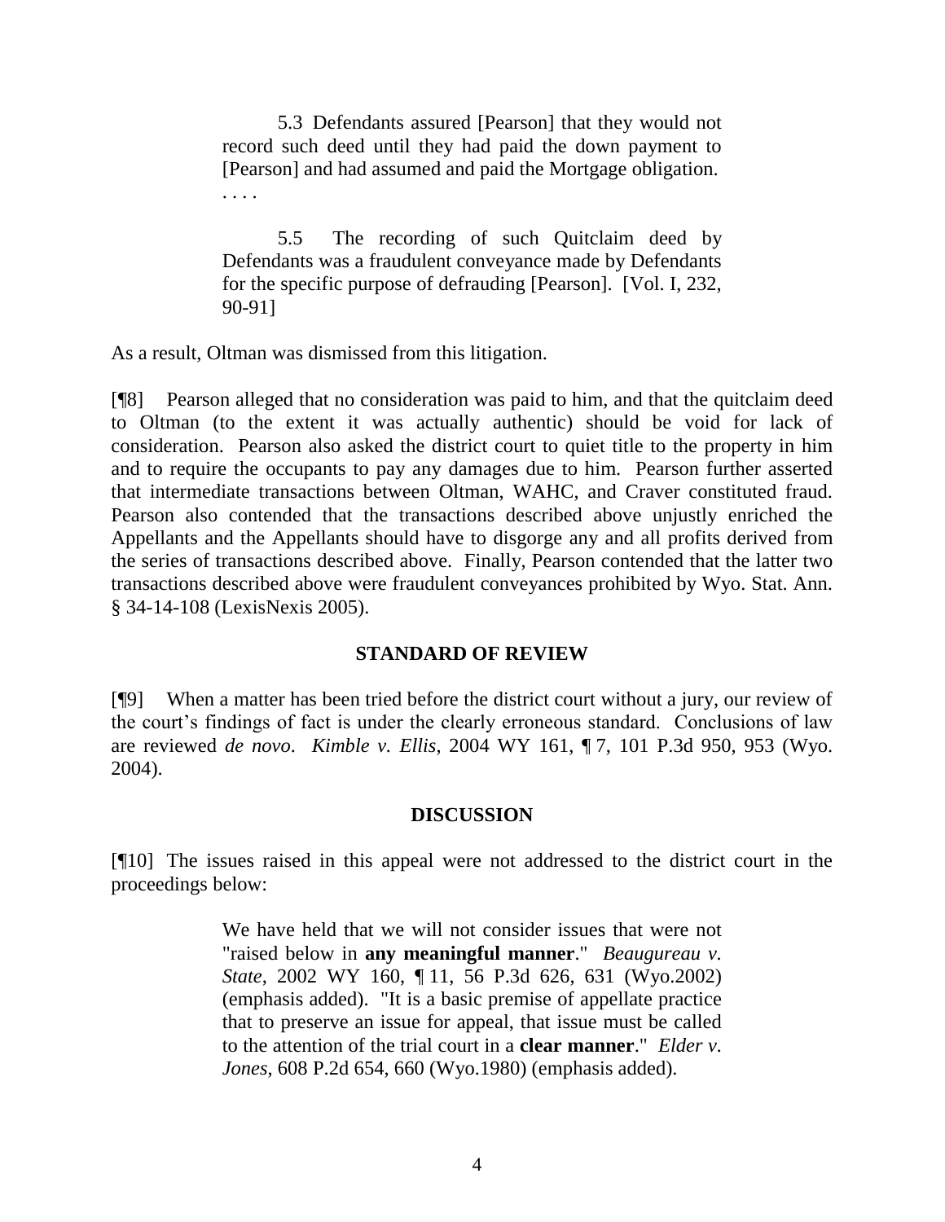> 5.3 Defendants assured [Pearson] that they would not record such deed until they had paid the down payment to [Pearson] and had assumed and paid the Mortgage obligation. . . . .
>
> 5.5 The recording of such Quitclaim deed by Defendants was a fraudulent conveyance made by Defendants for the specific purpose of defrauding [Pearson]. [Vol. I, 232, 90-91]

As a result, Oltman was dismissed from this litigation.

[¶8] Pearson alleged that no consideration was paid to him, and that the quitclaim deed to Oltman (to the extent it was actually authentic) should be void for lack of consideration. Pearson also asked the district court to quiet title to the property in him and to require the occupants to pay any damages due to him. Pearson further asserted that intermediate transactions between Oltman, WAHC, and Craver constituted fraud. Pearson also contended that the transactions described above unjustly enriched the Appellants and the Appellants should have to disgorge any and all profits derived from the series of transactions described above. Finally, Pearson contended that the latter two transactions described above were fraudulent conveyances prohibited by Wyo. Stat. Ann. § 34-14-108 (LexisNexis 2005).

## STANDARD OF REVIEW

[¶9] When a matter has been tried before the district court without a jury, our review of the court's findings of fact is under the clearly erroneous standard. Conclusions of law are reviewed *de novo*. *Kimble v. Ellis*, 2004 WY 161, ¶ 7, 101 P.3d 950, 953 (Wyo. 2004).

## DISCUSSION

[¶10] The issues raised in this appeal were not addressed to the district court in the proceedings below:

> We have held that we will not consider issues that were not "raised below in **any meaningful manner**." *Beaugureau v. State*, 2002 WY 160, ¶ 11, 56 P.3d 626, 631 (Wyo.2002) (emphasis added). "It is a basic premise of appellate practice that to preserve an issue for appeal, that issue must be called to the attention of the trial court in a **clear manner**." *Elder v. Jones*, 608 P.2d 654, 660 (Wyo.1980) (emphasis added).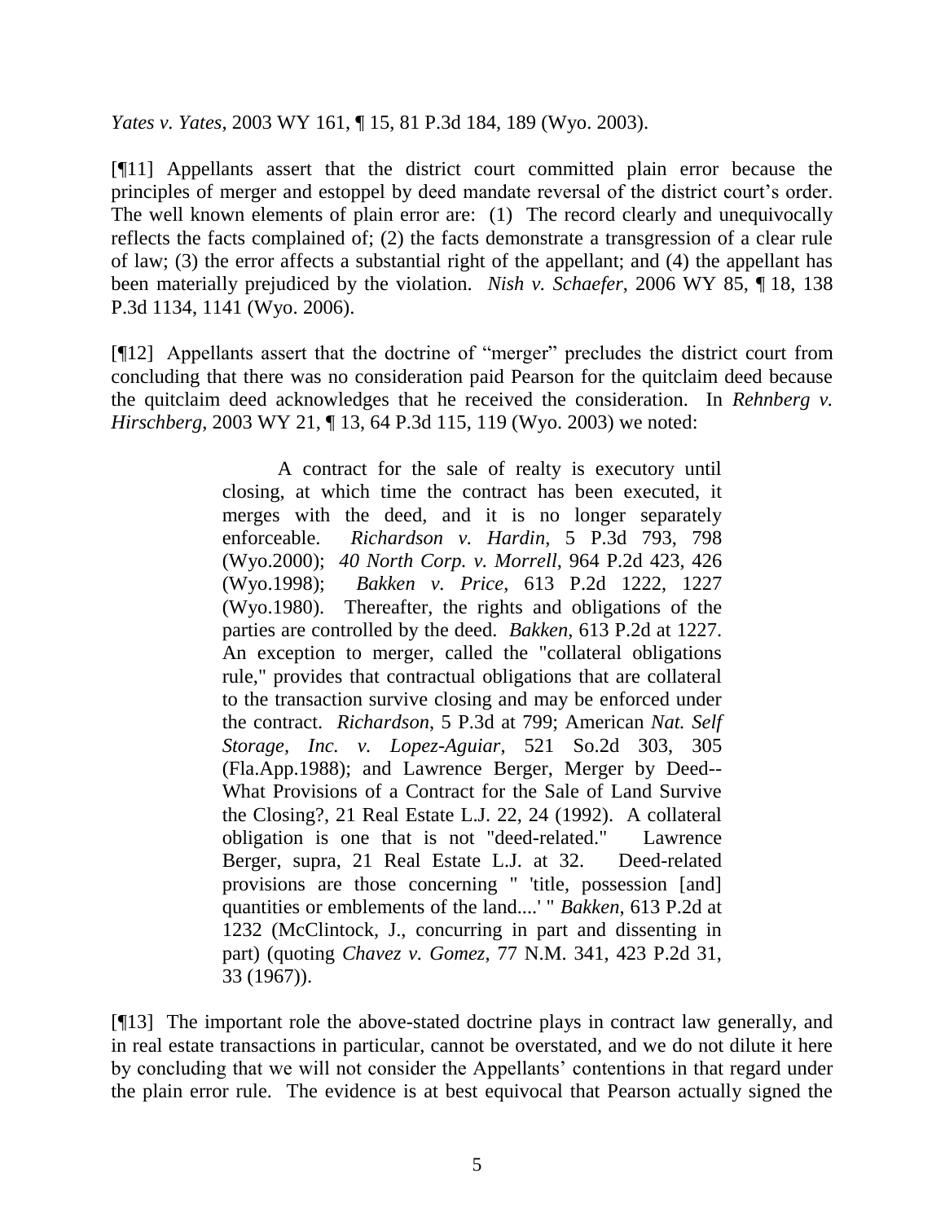*Yates v. Yates*, 2003 WY 161, ¶ 15, 81 P.3d 184, 189 (Wyo. 2003).

[¶11] Appellants assert that the district court committed plain error because the principles of merger and estoppel by deed mandate reversal of the district court's order. The well known elements of plain error are: (1) The record clearly and unequivocally reflects the facts complained of; (2) the facts demonstrate a transgression of a clear rule of law; (3) the error affects a substantial right of the appellant; and (4) the appellant has been materially prejudiced by the violation. *Nish v. Schaefer*, 2006 WY 85, ¶ 18, 138 P.3d 1134, 1141 (Wyo. 2006).

[¶12] Appellants assert that the doctrine of "merger" precludes the district court from concluding that there was no consideration paid Pearson for the quitclaim deed because the quitclaim deed acknowledges that he received the consideration. In *Rehnberg v. Hirschberg*, 2003 WY 21, ¶ 13, 64 P.3d 115, 119 (Wyo. 2003) we noted:

> A contract for the sale of realty is executory until closing, at which time the contract has been executed, it merges with the deed, and it is no longer separately enforceable. *Richardson v. Hardin*, 5 P.3d 793, 798 (Wyo.2000); *40 North Corp. v. Morrell*, 964 P.2d 423, 426 (Wyo.1998); *Bakken v. Price*, 613 P.2d 1222, 1227 (Wyo.1980). Thereafter, the rights and obligations of the parties are controlled by the deed. *Bakken*, 613 P.2d at 1227. An exception to merger, called the "collateral obligations rule," provides that contractual obligations that are collateral to the transaction survive closing and may be enforced under the contract. *Richardson*, 5 P.3d at 799; American *Nat. Self Storage, Inc. v. Lopez-Aguiar*, 521 So.2d 303, 305 (Fla.App.1988); and Lawrence Berger, Merger by Deed--What Provisions of a Contract for the Sale of Land Survive the Closing?, 21 Real Estate L.J. 22, 24 (1992). A collateral obligation is one that is not "deed-related." Lawrence Berger, supra, 21 Real Estate L.J. at 32. Deed-related provisions are those concerning " 'title, possession [and] quantities or emblements of the land....' " *Bakken*, 613 P.2d at 1232 (McClintock, J., concurring in part and dissenting in part) (quoting *Chavez v. Gomez*, 77 N.M. 341, 423 P.2d 31, 33 (1967)).

[¶13] The important role the above-stated doctrine plays in contract law generally, and in real estate transactions in particular, cannot be overstated, and we do not dilute it here by concluding that we will not consider the Appellants' contentions in that regard under the plain error rule. The evidence is at best equivocal that Pearson actually signed the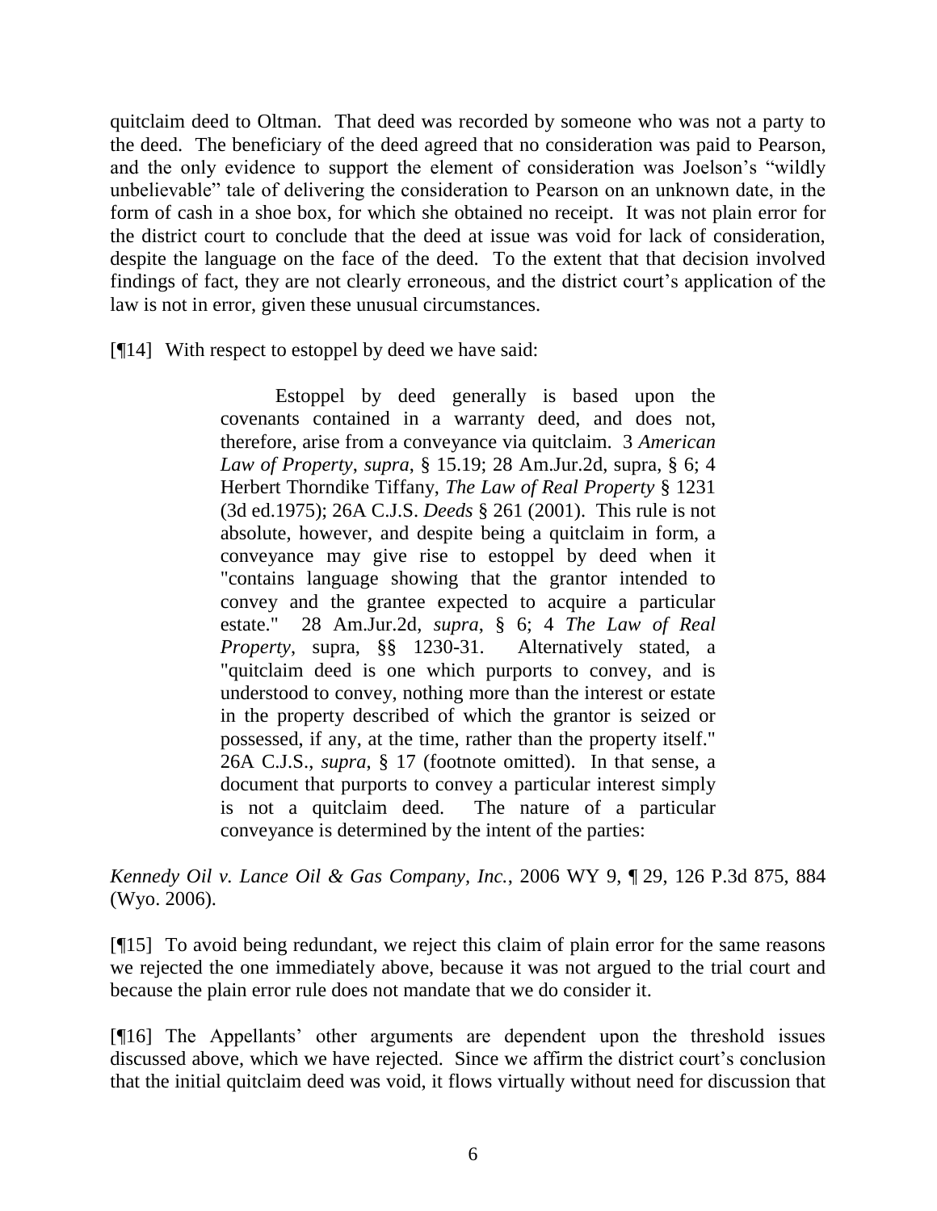quitclaim deed to Oltman. That deed was recorded by someone who was not a party to the deed. The beneficiary of the deed agreed that no consideration was paid to Pearson, and the only evidence to support the element of consideration was Joelson's "wildly unbelievable" tale of delivering the consideration to Pearson on an unknown date, in the form of cash in a shoe box, for which she obtained no receipt. It was not plain error for the district court to conclude that the deed at issue was void for lack of consideration, despite the language on the face of the deed. To the extent that that decision involved findings of fact, they are not clearly erroneous, and the district court's application of the law is not in error, given these unusual circumstances.

[¶14] With respect to estoppel by deed we have said:

> Estoppel by deed generally is based upon the covenants contained in a warranty deed, and does not, therefore, arise from a conveyance via quitclaim. 3 *American Law of Property*, *supra*, § 15.19; 28 Am.Jur.2d, supra, § 6; 4 Herbert Thorndike Tiffany, *The Law of Real Property* § 1231 (3d ed.1975); 26A C.J.S. *Deeds* § 261 (2001). This rule is not absolute, however, and despite being a quitclaim in form, a conveyance may give rise to estoppel by deed when it "contains language showing that the grantor intended to convey and the grantee expected to acquire a particular estate." 28 Am.Jur.2d, *supra*, § 6; 4 *The Law of Real Property*, supra, §§ 1230-31. Alternatively stated, a "quitclaim deed is one which purports to convey, and is understood to convey, nothing more than the interest or estate in the property described of which the grantor is seized or possessed, if any, at the time, rather than the property itself." 26A C.J.S., *supra*, § 17 (footnote omitted). In that sense, a document that purports to convey a particular interest simply is not a quitclaim deed. The nature of a particular conveyance is determined by the intent of the parties:

*Kennedy Oil v. Lance Oil & Gas Company, Inc.*, 2006 WY 9, ¶ 29, 126 P.3d 875, 884 (Wyo. 2006).

[¶15] To avoid being redundant, we reject this claim of plain error for the same reasons we rejected the one immediately above, because it was not argued to the trial court and because the plain error rule does not mandate that we do consider it.

[¶16] The Appellants' other arguments are dependent upon the threshold issues discussed above, which we have rejected. Since we affirm the district court's conclusion that the initial quitclaim deed was void, it flows virtually without need for discussion that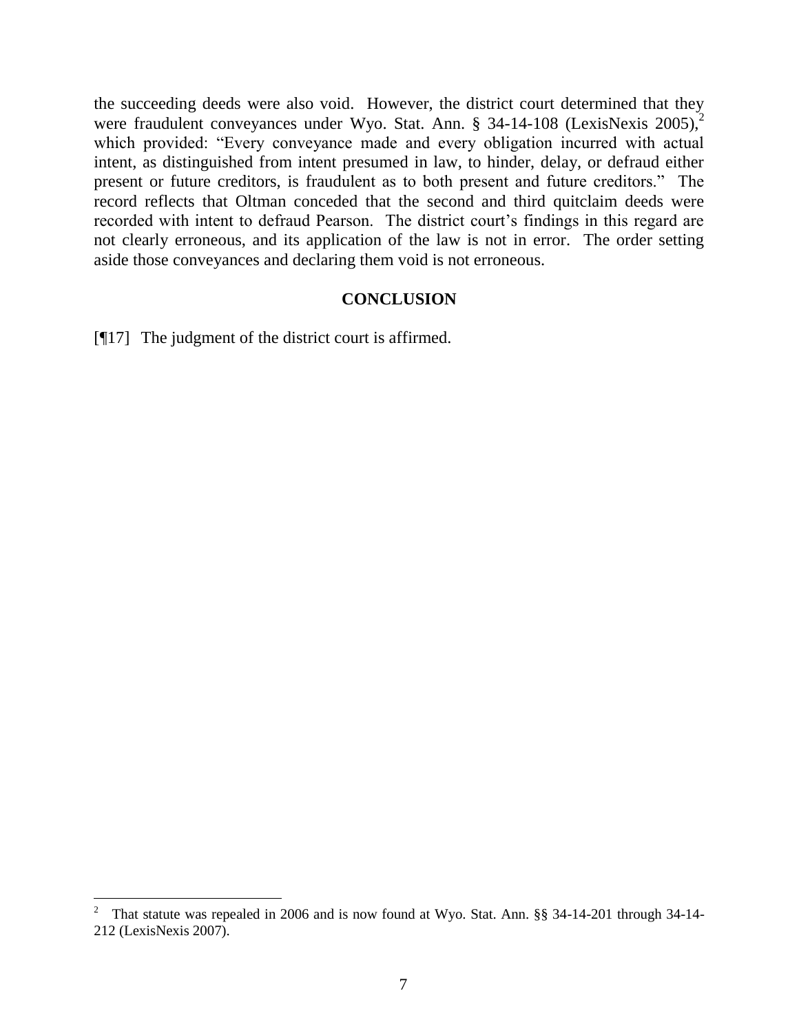the succeeding deeds were also void. However, the district court determined that they were fraudulent conveyances under Wyo. Stat. Ann. § 34-14-108 (LexisNexis 2005),[2] which provided: "Every conveyance made and every obligation incurred with actual intent, as distinguished from intent presumed in law, to hinder, delay, or defraud either present or future creditors, is fraudulent as to both present and future creditors." The record reflects that Oltman conceded that the second and third quitclaim deeds were recorded with intent to defraud Pearson. The district court's findings in this regard are not clearly erroneous, and its application of the law is not in error. The order setting aside those conveyances and declaring them void is not erroneous.

## CONCLUSION

[¶17] The judgment of the district court is affirmed.

---

[2] That statute was repealed in 2006 and is now found at Wyo. Stat. Ann. §§ 34-14-201 through 34-14-212 (LexisNexis 2007).